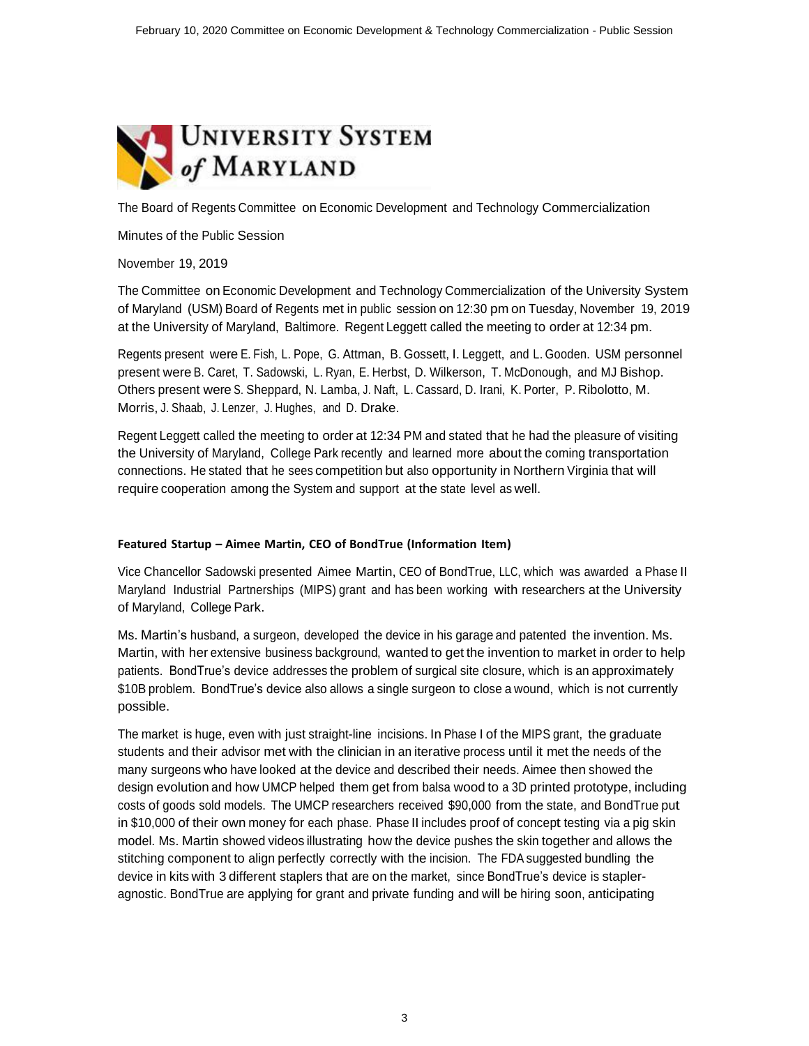UNIVERSITY SYSTEM of MARYLAND

The Board of Regents Committee on Economic Development and Technology Commercialization

Minutes of the Public Session

November 19, 2019

The Committee on Economic Development and Technology Commercialization of the University System of Maryland (USM) Board of Regents met in public session on 12:30 pm on Tuesday, November 19, 2019 at the University of Maryland, Baltimore. Regent Leggett called the meeting to order at 12:34 pm.

Regents present were E. Fish, L. Pope, G. Attman, B. Gossett, I. Leggett, and L. Gooden. USM personnel present were B. Caret, T. Sadowski, L. Ryan, E. Herbst, D. Wilkerson, T. McDonough, and MJ Bishop. Others present were S. Sheppard, N. Lamba, J. Naft, L. Cassard, D. Irani, K. Porter, P. Ribolotto, M. Morris, J. Shaab, J. Lenzer, J. Hughes, and D. Drake.

Regent Leggett called the meeting to order at 12:34 PM and stated that he had the pleasure of visiting the University of Maryland, College Park recently and learned more about the coming transportation connections. He stated that he sees competition but also opportunity in Northern Virginia that will require cooperation among the System and support at the state level as well.

**Featured Startup – Aimee Martin, CEO of BondTrue (Information Item)**

Vice Chancellor Sadowski presented Aimee Martin, CEO of BondTrue, LLC, which was awarded a Phase II Maryland Industrial Partnerships (MIPS) grant and has been working with researchers at the University of Maryland, College Park.

Ms. Martin's husband, a surgeon, developed the device in his garage and patented the invention. Ms. Martin, with her extensive business background, wanted to get the invention to market in order to help patients. BondTrue's device addresses the problem of surgical site closure, which is an approximately $10B problem. BondTrue's device also allows a single surgeon to close a wound, which is not currently possible.

The market is huge, even with just straight-line incisions. In Phase I of the MIPS grant, the graduate students and their advisor met with the clinician in an iterative process until it met the needs of the many surgeons who have looked at the device and described their needs. Aimee then showed the design evolution and how UMCP helped them get from balsa wood to a 3D printed prototype, including costs of goods sold models. The UMCP researchers received $90,000 from the state, and BondTrue put in $10,000 of their own money for each phase. Phase II includes proof of concept testing via a pig skin model. Ms. Martin showed videos illustrating how the device pushes the skin together and allows the stitching component to align perfectly correctly with the incision. The FDA suggested bundling the device in kits with 3 different staplers that are on the market, since BondTrue's device is stapler-agnostic. BondTrue are applying for grant and private funding and will be hiring soon, anticipating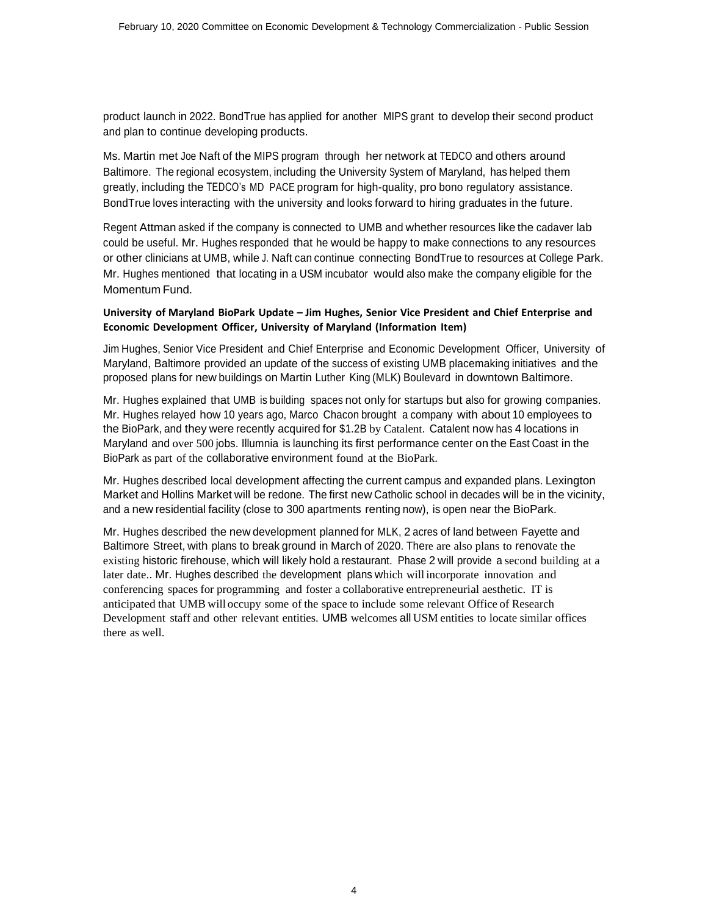product launch in 2022. BondTrue has applied for another MIPS grant to develop their second product and plan to continue developing products.

Ms. Martin met Joe Naft of the MIPS program through her network at TEDCO and others around Baltimore. The regional ecosystem, including the University System of Maryland, has helped them greatly, including the TEDCO's MD PACE program for high-quality, pro bono regulatory assistance. BondTrue loves interacting with the university and looks forward to hiring graduates in the future.

Regent Attman asked if the company is connected to UMB and whether resources like the cadaver lab could be useful. Mr. Hughes responded that he would be happy to make connections to any resources or other clinicians at UMB, while J. Naft can continue connecting BondTrue to resources at College Park. Mr. Hughes mentioned that locating in a USM incubator would also make the company eligible for the Momentum Fund.

**University of Maryland BioPark Update – Jim Hughes, Senior Vice President and Chief Enterprise and Economic Development Officer, University of Maryland (Information Item)**

Jim Hughes, Senior Vice President and Chief Enterprise and Economic Development Officer, University of Maryland, Baltimore provided an update of the success of existing UMB placemaking initiatives and the proposed plans for new buildings on Martin Luther King (MLK) Boulevard in downtown Baltimore.

Mr. Hughes explained that UMB is building spaces not only for startups but also for growing companies. Mr. Hughes relayed how 10 years ago, Marco Chacon brought a company with about 10 employees to the BioPark, and they were recently acquired for $1.2B by Catalent. Catalent now has 4 locations in Maryland and over 500 jobs. Illumnia is launching its first performance center on the East Coast in the BioPark as part of the collaborative environment found at the BioPark.

Mr. Hughes described local development affecting the current campus and expanded plans. Lexington Market and Hollins Market will be redone. The first new Catholic school in decades will be in the vicinity, and a new residential facility (close to 300 apartments renting now), is open near the BioPark.

Mr. Hughes described the new development planned for MLK, 2 acres of land between Fayette and Baltimore Street, with plans to break ground in March of 2020. There are also plans to renovate the existing historic firehouse, which will likely hold a restaurant. Phase 2 will provide a second building at a later date.. Mr. Hughes described the development plans which will incorporate innovation and conferencing spaces for programming and foster a collaborative entrepreneurial aesthetic. IT is anticipated that UMB will occupy some of the space to include some relevant Office of Research Development staff and other relevant entities. UMB welcomes all USM entities to locate similar offices there as well.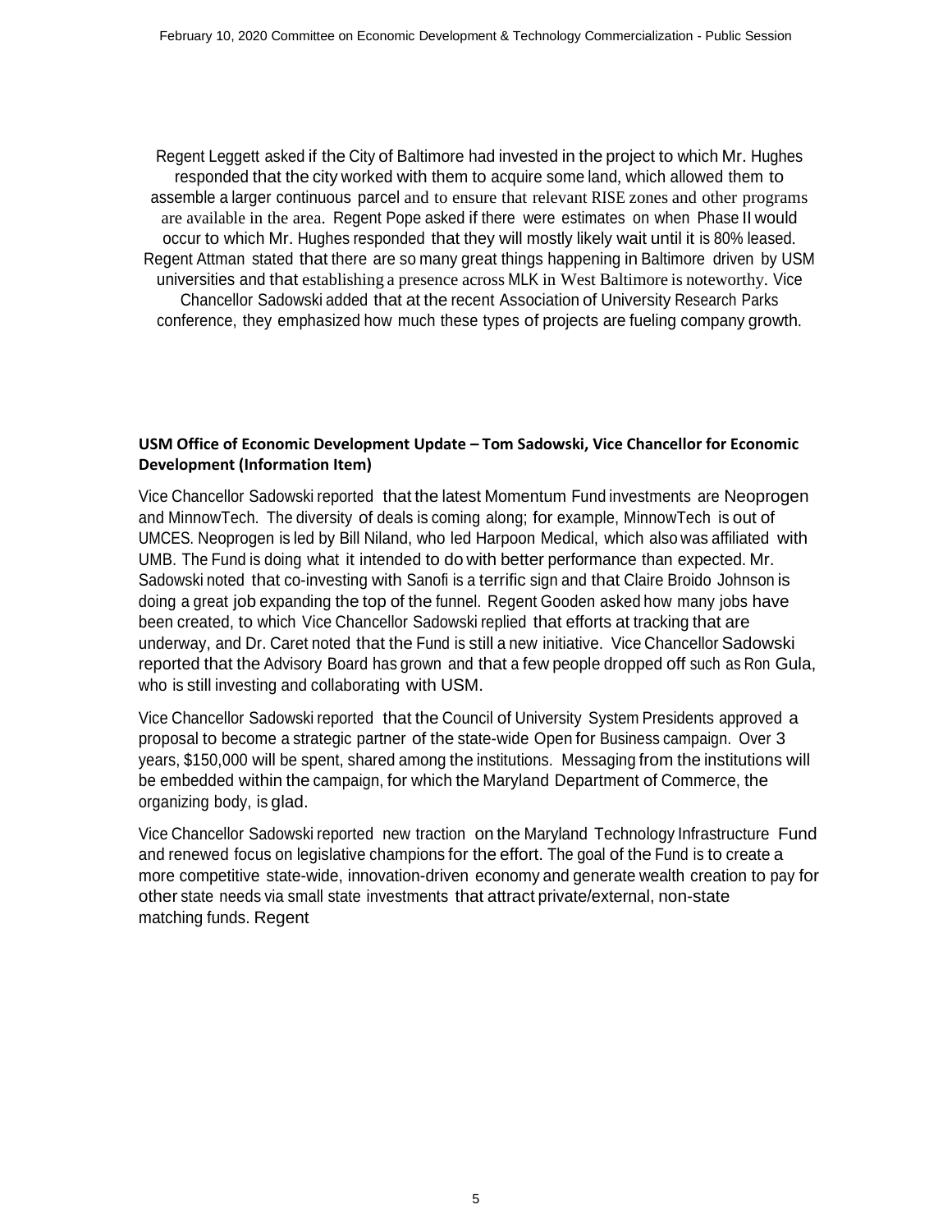Regent Leggett asked if the City of Baltimore had invested in the project to which Mr. Hughes responded that the city worked with them to acquire some land, which allowed them to assemble a larger continuous parcel and to ensure that relevant RISE zones and other programs are available in the area. Regent Pope asked if there were estimates on when Phase II would occur to which Mr. Hughes responded that they will mostly likely wait until it is 80% leased. Regent Attman stated that there are so many great things happening in Baltimore driven by USM universities and that establishing a presence across MLK in West Baltimore is noteworthy. Vice Chancellor Sadowski added that at the recent Association of University Research Parks conference, they emphasized how much these types of projects are fueling company growth.

**USM Office of Economic Development Update – Tom Sadowski, Vice Chancellor for Economic Development (Information Item)**

Vice Chancellor Sadowski reported that the latest Momentum Fund investments are Neoprogen and MinnowTech. The diversity of deals is coming along; for example, MinnowTech is out of UMCES. Neoprogen is led by Bill Niland, who led Harpoon Medical, which also was affiliated with UMB. The Fund is doing what it intended to do with better performance than expected. Mr. Sadowski noted that co-investing with Sanofi is a terrific sign and that Claire Broido Johnson is doing a great job expanding the top of the funnel. Regent Gooden asked how many jobs have been created, to which Vice Chancellor Sadowski replied that efforts at tracking that are underway, and Dr. Caret noted that the Fund is still a new initiative. Vice Chancellor Sadowski reported that the Advisory Board has grown and that a few people dropped off such as Ron Gula, who is still investing and collaborating with USM.

Vice Chancellor Sadowski reported that the Council of University System Presidents approved a proposal to become a strategic partner of the state-wide Open for Business campaign. Over 3 years, $150,000 will be spent, shared among the institutions. Messaging from the institutions will be embedded within the campaign, for which the Maryland Department of Commerce, the organizing body, is glad.

Vice Chancellor Sadowski reported new traction on the Maryland Technology Infrastructure Fund and renewed focus on legislative champions for the effort. The goal of the Fund is to create a more competitive state-wide, innovation-driven economy and generate wealth creation to pay for other state needs via small state investments that attract private/external, non-state matching funds. Regent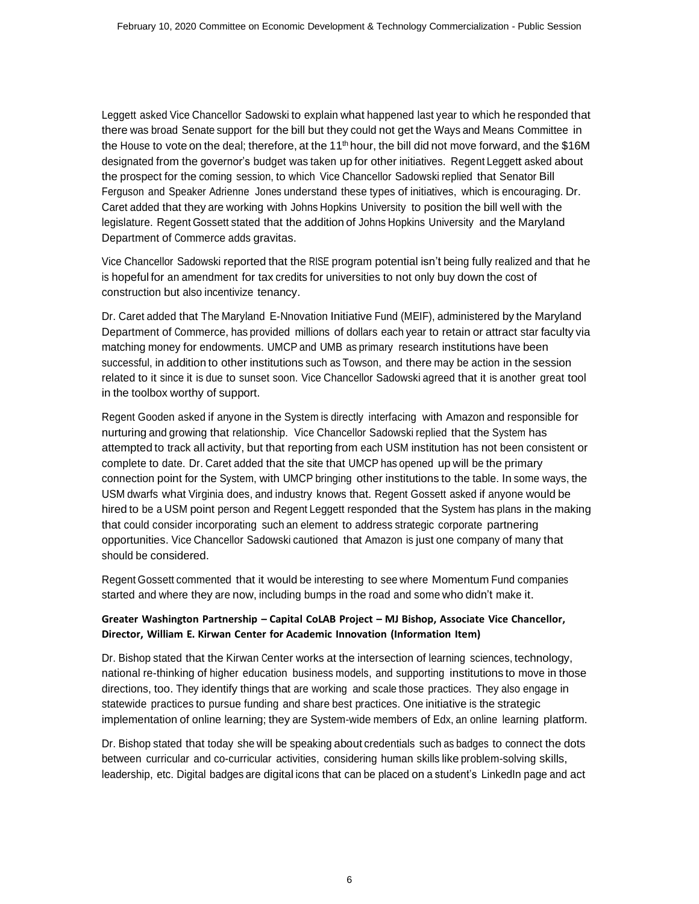Leggett asked Vice Chancellor Sadowski to explain what happened last year to which he responded that there was broad Senate support for the bill but they could not get the Ways and Means Committee in the House to vote on the deal; therefore, at the 11th hour, the bill did not move forward, and the $16M designated from the governor's budget was taken up for other initiatives. Regent Leggett asked about the prospect for the coming session, to which Vice Chancellor Sadowski replied that Senator Bill Ferguson and Speaker Adrienne Jones understand these types of initiatives, which is encouraging. Dr. Caret added that they are working with Johns Hopkins University to position the bill well with the legislature. Regent Gossett stated that the addition of Johns Hopkins University and the Maryland Department of Commerce adds gravitas.

Vice Chancellor Sadowski reported that the RISE program potential isn't being fully realized and that he is hopeful for an amendment for tax credits for universities to not only buy down the cost of construction but also incentivize tenancy.

Dr. Caret added that The Maryland E-Nnovation Initiative Fund (MEIF), administered by the Maryland Department of Commerce, has provided millions of dollars each year to retain or attract star faculty via matching money for endowments. UMCP and UMB as primary research institutions have been successful, in addition to other institutions such as Towson, and there may be action in the session related to it since it is due to sunset soon. Vice Chancellor Sadowski agreed that it is another great tool in the toolbox worthy of support.

Regent Gooden asked if anyone in the System is directly interfacing with Amazon and responsible for nurturing and growing that relationship. Vice Chancellor Sadowski replied that the System has attempted to track all activity, but that reporting from each USM institution has not been consistent or complete to date. Dr. Caret added that the site that UMCP has opened up will be the primary connection point for the System, with UMCP bringing other institutions to the table. In some ways, the USM dwarfs what Virginia does, and industry knows that. Regent Gossett asked if anyone would be hired to be a USM point person and Regent Leggett responded that the System has plans in the making that could consider incorporating such an element to address strategic corporate partnering opportunities. Vice Chancellor Sadowski cautioned that Amazon is just one company of many that should be considered.

Regent Gossett commented that it would be interesting to see where Momentum Fund companies started and where they are now, including bumps in the road and some who didn't make it.

**Greater Washington Partnership – Capital CoLAB Project – MJ Bishop, Associate Vice Chancellor, Director, William E. Kirwan Center for Academic Innovation (Information Item)**

Dr. Bishop stated that the Kirwan Center works at the intersection of learning sciences, technology, national re-thinking of higher education business models, and supporting institutions to move in those directions, too. They identify things that are working and scale those practices. They also engage in statewide practices to pursue funding and share best practices. One initiative is the strategic implementation of online learning; they are System-wide members of Edx, an online learning platform.

Dr. Bishop stated that today she will be speaking about credentials such as badges to connect the dots between curricular and co-curricular activities, considering human skills like problem-solving skills, leadership, etc. Digital badges are digital icons that can be placed on a student's LinkedIn page and act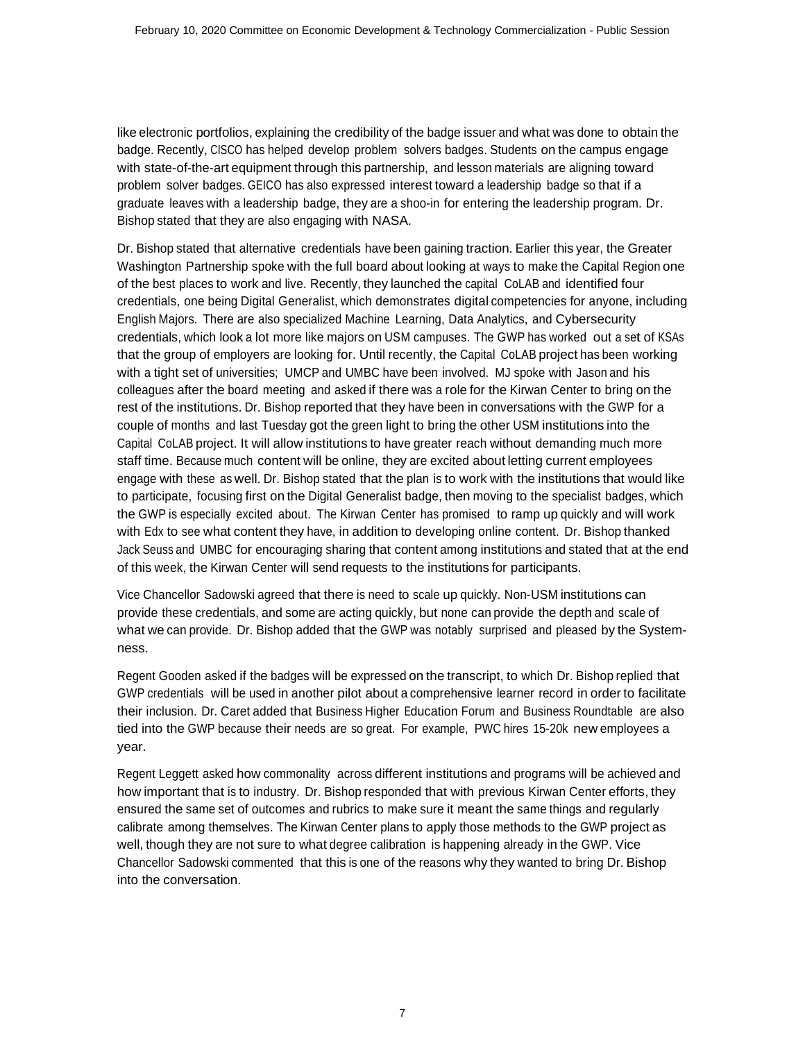like electronic portfolios, explaining the credibility of the badge issuer and what was done to obtain the badge. Recently, CISCO has helped develop problem solvers badges. Students on the campus engage with state-of-the-art equipment through this partnership, and lesson materials are aligning toward problem solver badges. GEICO has also expressed interest toward a leadership badge so that if a graduate leaves with a leadership badge, they are a shoo-in for entering the leadership program. Dr. Bishop stated that they are also engaging with NASA.

Dr. Bishop stated that alternative credentials have been gaining traction. Earlier this year, the Greater Washington Partnership spoke with the full board about looking at ways to make the Capital Region one of the best places to work and live. Recently, they launched the capital CoLAB and identified four credentials, one being Digital Generalist, which demonstrates digital competencies for anyone, including English Majors. There are also specialized Machine Learning, Data Analytics, and Cybersecurity credentials, which look a lot more like majors on USM campuses. The GWP has worked out a set of KSAs that the group of employers are looking for. Until recently, the Capital CoLAB project has been working with a tight set of universities; UMCP and UMBC have been involved. MJ spoke with Jason and his colleagues after the board meeting and asked if there was a role for the Kirwan Center to bring on the rest of the institutions. Dr. Bishop reported that they have been in conversations with the GWP for a couple of months and last Tuesday got the green light to bring the other USM institutions into the Capital CoLAB project. It will allow institutions to have greater reach without demanding much more staff time. Because much content will be online, they are excited about letting current employees engage with these as well. Dr. Bishop stated that the plan is to work with the institutions that would like to participate, focusing first on the Digital Generalist badge, then moving to the specialist badges, which the GWP is especially excited about. The Kirwan Center has promised to ramp up quickly and will work with Edx to see what content they have, in addition to developing online content. Dr. Bishop thanked Jack Seuss and UMBC for encouraging sharing that content among institutions and stated that at the end of this week, the Kirwan Center will send requests to the institutions for participants.

Vice Chancellor Sadowski agreed that there is need to scale up quickly. Non-USM institutions can provide these credentials, and some are acting quickly, but none can provide the depth and scale of what we can provide. Dr. Bishop added that the GWP was notably surprised and pleased by the System-ness.

Regent Gooden asked if the badges will be expressed on the transcript, to which Dr. Bishop replied that GWP credentials will be used in another pilot about a comprehensive learner record in order to facilitate their inclusion. Dr. Caret added that Business Higher Education Forum and Business Roundtable are also tied into the GWP because their needs are so great. For example, PWC hires 15-20k new employees a year.

Regent Leggett asked how commonality across different institutions and programs will be achieved and how important that is to industry. Dr. Bishop responded that with previous Kirwan Center efforts, they ensured the same set of outcomes and rubrics to make sure it meant the same things and regularly calibrate among themselves. The Kirwan Center plans to apply those methods to the GWP project as well, though they are not sure to what degree calibration is happening already in the GWP. Vice Chancellor Sadowski commented that this is one of the reasons why they wanted to bring Dr. Bishop into the conversation.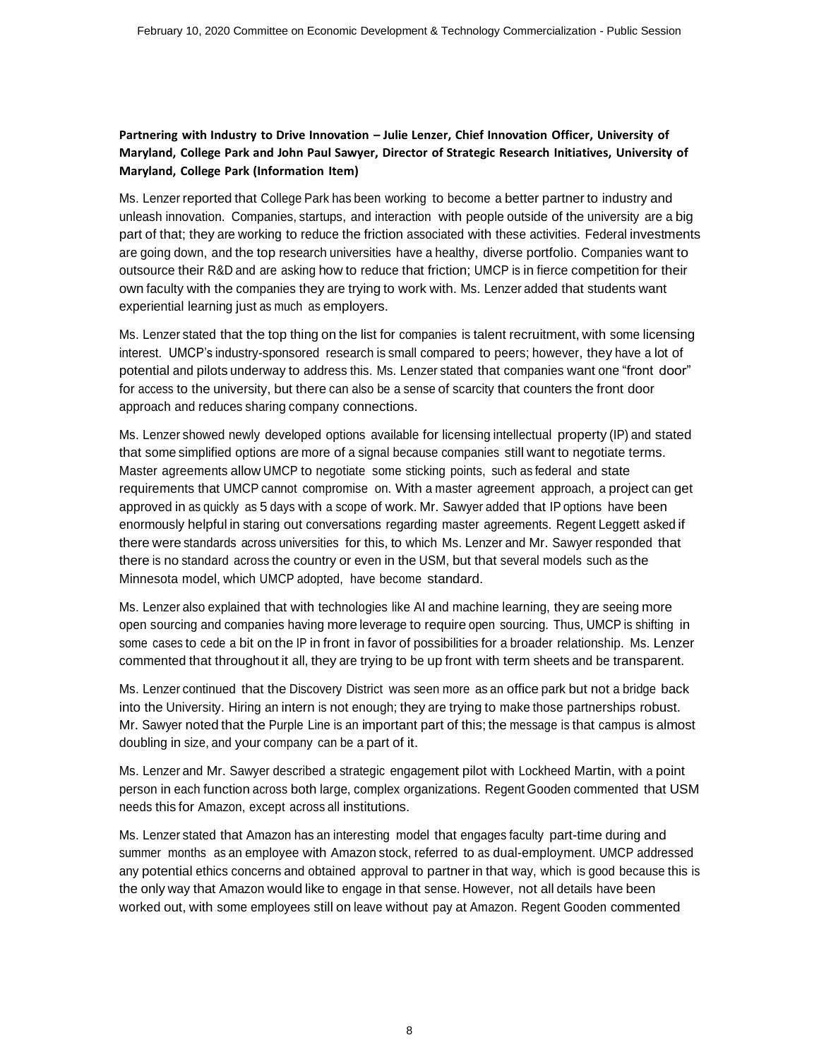**Partnering with Industry to Drive Innovation – Julie Lenzer, Chief Innovation Officer, University of Maryland, College Park and John Paul Sawyer, Director of Strategic Research Initiatives, University of Maryland, College Park (Information Item)**

Ms. Lenzer reported that College Park has been working to become a better partner to industry and unleash innovation. Companies, startups, and interaction with people outside of the university are a big part of that; they are working to reduce the friction associated with these activities. Federal investments are going down, and the top research universities have a healthy, diverse portfolio. Companies want to outsource their R&D and are asking how to reduce that friction; UMCP is in fierce competition for their own faculty with the companies they are trying to work with. Ms. Lenzer added that students want experiential learning just as much as employers.

Ms. Lenzer stated that the top thing on the list for companies is talent recruitment, with some licensing interest. UMCP's industry-sponsored research is small compared to peers; however, they have a lot of potential and pilots underway to address this. Ms. Lenzer stated that companies want one "front door" for access to the university, but there can also be a sense of scarcity that counters the front door approach and reduces sharing company connections.

Ms. Lenzer showed newly developed options available for licensing intellectual property (IP) and stated that some simplified options are more of a signal because companies still want to negotiate terms. Master agreements allow UMCP to negotiate some sticking points, such as federal and state requirements that UMCP cannot compromise on. With a master agreement approach, a project can get approved in as quickly as 5 days with a scope of work. Mr. Sawyer added that IP options have been enormously helpful in staring out conversations regarding master agreements. Regent Leggett asked if there were standards across universities for this, to which Ms. Lenzer and Mr. Sawyer responded that there is no standard across the country or even in the USM, but that several models such as the Minnesota model, which UMCP adopted, have become standard.

Ms. Lenzer also explained that with technologies like AI and machine learning, they are seeing more open sourcing and companies having more leverage to require open sourcing. Thus, UMCP is shifting in some cases to cede a bit on the IP in front in favor of possibilities for a broader relationship. Ms. Lenzer commented that throughout it all, they are trying to be up front with term sheets and be transparent.

Ms. Lenzer continued that the Discovery District was seen more as an office park but not a bridge back into the University. Hiring an intern is not enough; they are trying to make those partnerships robust. Mr. Sawyer noted that the Purple Line is an important part of this; the message is that campus is almost doubling in size, and your company can be a part of it.

Ms. Lenzer and Mr. Sawyer described a strategic engagement pilot with Lockheed Martin, with a point person in each function across both large, complex organizations. Regent Gooden commented that USM needs this for Amazon, except across all institutions.

Ms. Lenzer stated that Amazon has an interesting model that engages faculty part-time during and summer months as an employee with Amazon stock, referred to as dual-employment. UMCP addressed any potential ethics concerns and obtained approval to partner in that way, which is good because this is the only way that Amazon would like to engage in that sense. However, not all details have been worked out, with some employees still on leave without pay at Amazon. Regent Gooden commented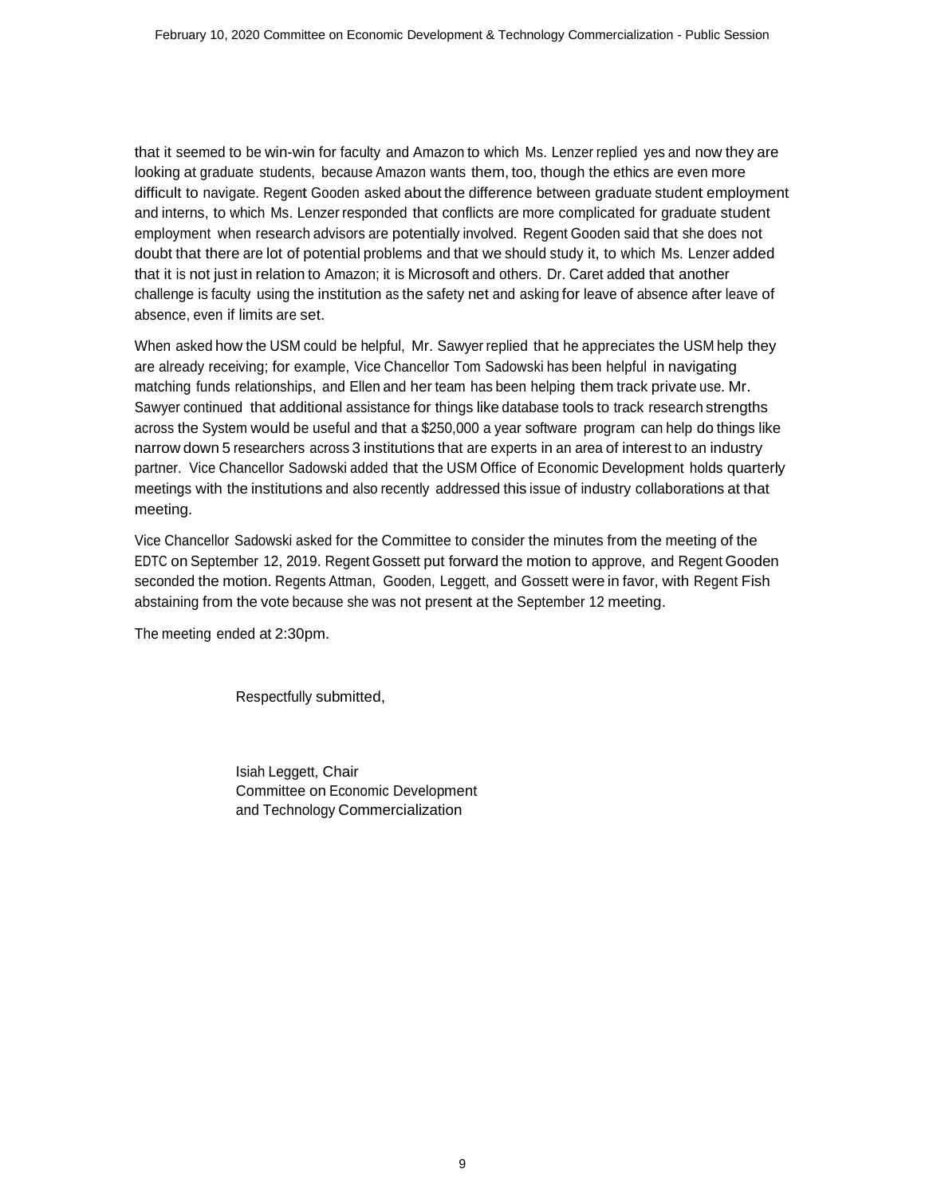that it seemed to be win-win for faculty and Amazon to which Ms. Lenzer replied yes and now they are looking at graduate students, because Amazon wants them, too, though the ethics are even more difficult to navigate. Regent Gooden asked about the difference between graduate student employment and interns, to which Ms. Lenzer responded that conflicts are more complicated for graduate student employment when research advisors are potentially involved. Regent Gooden said that she does not doubt that there are lot of potential problems and that we should study it, to which Ms. Lenzer added that it is not just in relation to Amazon; it is Microsoft and others. Dr. Caret added that another challenge is faculty using the institution as the safety net and asking for leave of absence after leave of absence, even if limits are set.

When asked how the USM could be helpful, Mr. Sawyer replied that he appreciates the USM help they are already receiving; for example, Vice Chancellor Tom Sadowski has been helpful in navigating matching funds relationships, and Ellen and her team has been helping them track private use. Mr. Sawyer continued that additional assistance for things like database tools to track research strengths across the System would be useful and that a $250,000 a year software program can help do things like narrow down 5 researchers across 3 institutions that are experts in an area of interest to an industry partner. Vice Chancellor Sadowski added that the USM Office of Economic Development holds quarterly meetings with the institutions and also recently addressed this issue of industry collaborations at that meeting.

Vice Chancellor Sadowski asked for the Committee to consider the minutes from the meeting of the EDTC on September 12, 2019. Regent Gossett put forward the motion to approve, and Regent Gooden seconded the motion. Regents Attman, Gooden, Leggett, and Gossett were in favor, with Regent Fish abstaining from the vote because she was not present at the September 12 meeting.

The meeting ended at 2:30pm.

Respectfully submitted,

Isiah Leggett, Chair
Committee on Economic Development
and Technology Commercialization